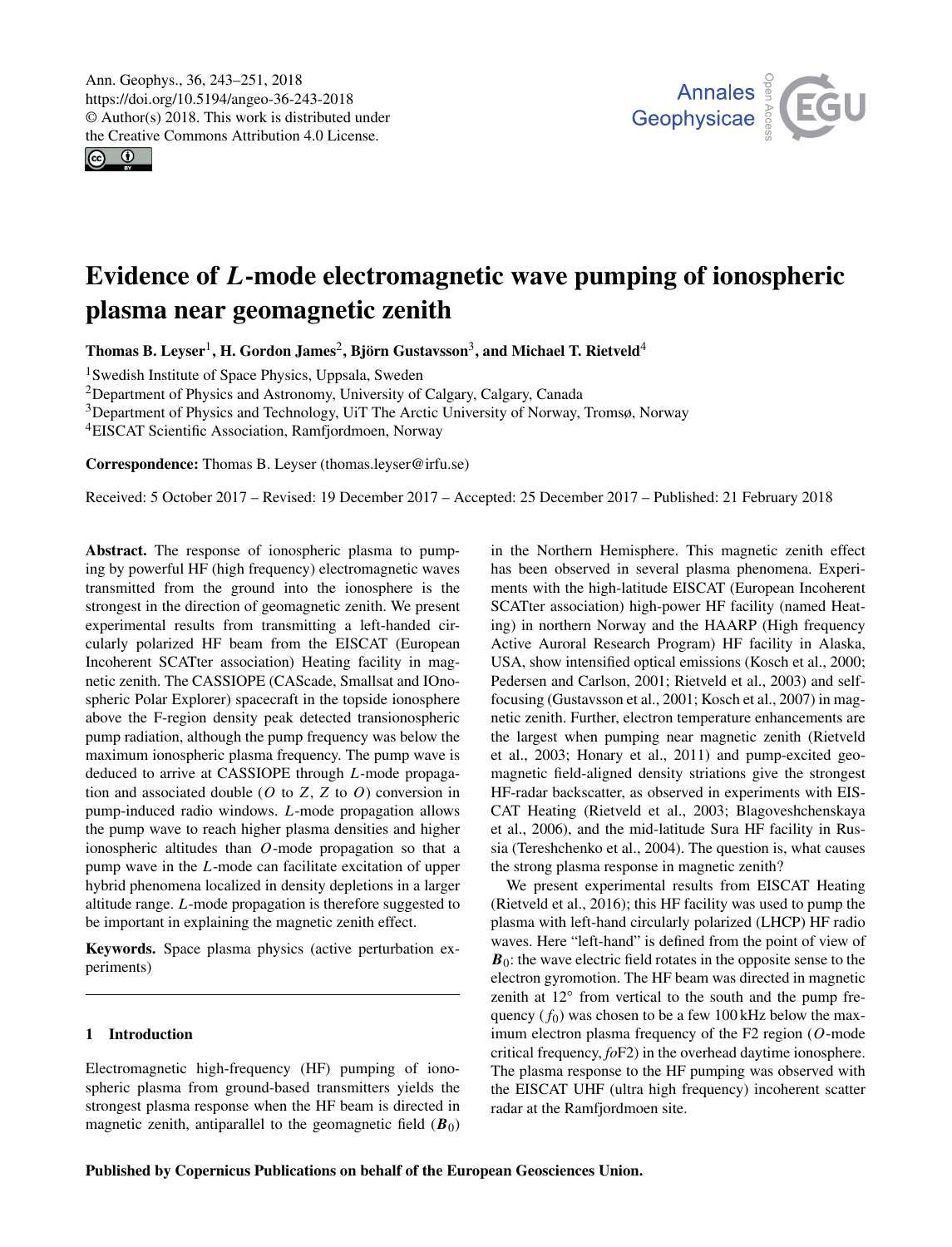# Evidence of $L$-mode electromagnetic wave pumping of ionospheric plasma near geomagnetic zenith

**Thomas B. Leyser[1], H. Gordon James[2], Björn Gustavsson[3], and Michael T. Rietveld[4]**

[1]Swedish Institute of Space Physics, Uppsala, Sweden
[2]Department of Physics and Astronomy, University of Calgary, Calgary, Canada
[3]Department of Physics and Technology, UiT The Arctic University of Norway, Tromsø, Norway
[4]EISCAT Scientific Association, Ramfjordmoen, Norway

**Correspondence:** Thomas B. Leyser (thomas.leyser@irfu.se)

Received: 5 October 2017 – Revised: 19 December 2017 – Accepted: 25 December 2017 – Published: 21 February 2018

**Abstract.** The response of ionospheric plasma to pumping by powerful HF (high frequency) electromagnetic waves transmitted from the ground into the ionosphere is the strongest in the direction of geomagnetic zenith. We present experimental results from transmitting a left-handed circularly polarized HF beam from the EISCAT (European Incoherent SCATter association) Heating facility in magnetic zenith. The CASSIOPE (CAScade, Smallsat and IOnospheric Polar Explorer) spacecraft in the topside ionosphere above the F-region density peak detected transionospheric pump radiation, although the pump frequency was below the maximum ionospheric plasma frequency. The pump wave is deduced to arrive at CASSIOPE through $L$-mode propagation and associated double ($O$ to $Z$, $Z$ to $O$) conversion in pump-induced radio windows. $L$-mode propagation allows the pump wave to reach higher plasma densities and higher ionospheric altitudes than $O$-mode propagation so that a pump wave in the $L$-mode can facilitate excitation of upper hybrid phenomena localized in density depletions in a larger altitude range. $L$-mode propagation is therefore suggested to be important in explaining the magnetic zenith effect.

**Keywords.** Space plasma physics (active perturbation experiments)

## 1 Introduction

Electromagnetic high-frequency (HF) pumping of ionospheric plasma from ground-based transmitters yields the strongest plasma response when the HF beam is directed in magnetic zenith, antiparallel to the geomagnetic field ($\boldsymbol{B}_0$) in the Northern Hemisphere. This magnetic zenith effect has been observed in several plasma phenomena. Experiments with the high-latitude EISCAT (European Incoherent SCATter association) high-power HF facility (named Heating) in northern Norway and the HAARP (High frequency Active Auroral Research Program) HF facility in Alaska, USA, show intensified optical emissions (Kosch et al., 2000; Pedersen and Carlson, 2001; Rietveld et al., 2003) and self-focusing (Gustavsson et al., 2001; Kosch et al., 2007) in magnetic zenith. Further, electron temperature enhancements are the largest when pumping near magnetic zenith (Rietveld et al., 2003; Honary et al., 2011) and pump-excited geomagnetic field-aligned density striations give the strongest HF-radar backscatter, as observed in experiments with EISCAT Heating (Rietveld et al., 2003; Blagoveshchenskaya et al., 2006), and the mid-latitude Sura HF facility in Russia (Tereshchenko et al., 2004). The question is, what causes the strong plasma response in magnetic zenith?

We present experimental results from EISCAT Heating (Rietveld et al., 2016); this HF facility was used to pump the plasma with left-hand circularly polarized (LHCP) HF radio waves. Here "left-hand" is defined from the point of view of $\boldsymbol{B}_0$: the wave electric field rotates in the opposite sense to the electron gyromotion. The HF beam was directed in magnetic zenith at 12° from vertical to the south and the pump frequency ($f_0$) was chosen to be a few 100 kHz below the maximum electron plasma frequency of the F2 region ($O$-mode critical frequency, *fo*F2) in the overhead daytime ionosphere. The plasma response to the HF pumping was observed with the EISCAT UHF (ultra high frequency) incoherent scatter radar at the Ramfjordmoen site.

**Published by Copernicus Publications on behalf of the European Geosciences Union.**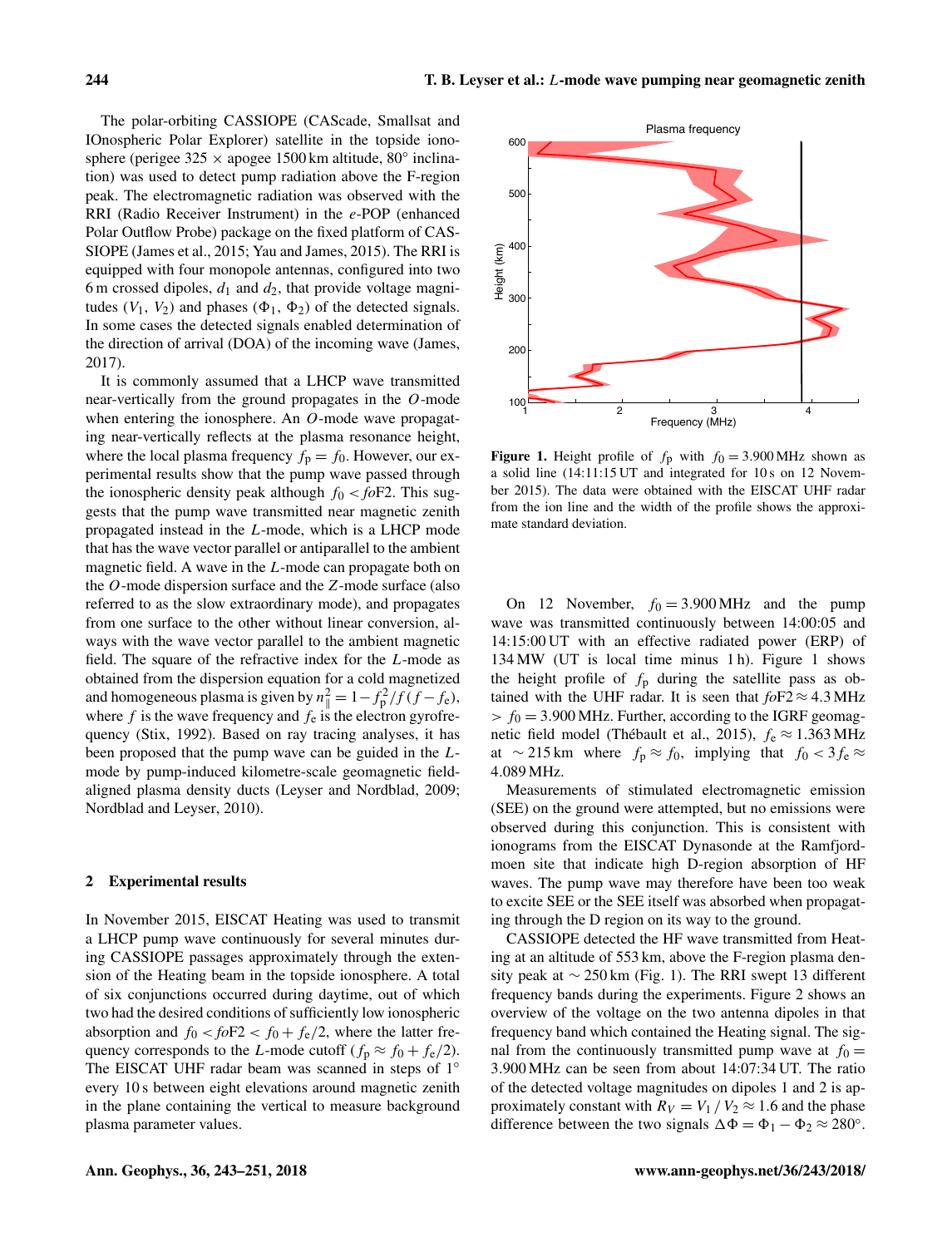The polar-orbiting CASSIOPE (CAScade, Smallsat and IOnospheric Polar Explorer) satellite in the topside ionosphere (perigee 325 × apogee 1500 km altitude, 80° inclination) was used to detect pump radiation above the F-region peak. The electromagnetic radiation was observed with the RRI (Radio Receiver Instrument) in the *e*-POP (enhanced Polar Outflow Probe) package on the fixed platform of CASSIOPE (James et al., 2015; Yau and James, 2015). The RRI is equipped with four monopole antennas, configured into two 6 m crossed dipoles, $d_1$ and $d_2$, that provide voltage magnitudes ($V_1$, $V_2$) and phases ($\Phi_1$, $\Phi_2$) of the detected signals. In some cases the detected signals enabled determination of the direction of arrival (DOA) of the incoming wave (James, 2017).

It is commonly assumed that a LHCP wave transmitted near-vertically from the ground propagates in the $O$-mode when entering the ionosphere. An $O$-mode wave propagating near-vertically reflects at the plasma resonance height, where the local plasma frequency $f_\mathrm{p} = f_0$. However, our experimental results show that the pump wave passed through the ionospheric density peak although $f_0 < fo\mathrm{F2}$. This suggests that the pump wave transmitted near magnetic zenith propagated instead in the $L$-mode, which is a LHCP mode that has the wave vector parallel or antiparallel to the ambient magnetic field. A wave in the $L$-mode can propagate both on the $O$-mode dispersion surface and the $Z$-mode surface (also referred to as the slow extraordinary mode), and propagates from one surface to the other without linear conversion, always with the wave vector parallel to the ambient magnetic field. The square of the refractive index for the $L$-mode as obtained from the dispersion equation for a cold magnetized and homogeneous plasma is given by $n_\parallel^2 = 1 - f_\mathrm{p}^2 / f(f - f_\mathrm{e})$, where $f$ is the wave frequency and $f_\mathrm{e}$ is the electron gyrofrequency (Stix, 1992). Based on ray tracing analyses, it has been proposed that the pump wave can be guided in the $L$-mode by pump-induced kilometre-scale geomagnetic field-aligned plasma density ducts (Leyser and Nordblad, 2009; Nordblad and Leyser, 2010).

## 2 Experimental results

In November 2015, EISCAT Heating was used to transmit a LHCP pump wave continuously for several minutes during CASSIOPE passages approximately through the extension of the Heating beam in the topside ionosphere. A total of six conjunctions occurred during daytime, out of which two had the desired conditions of sufficiently low ionospheric absorption and $f_0 < fo\mathrm{F2} < f_0 + f_\mathrm{e}/2$, where the latter frequency corresponds to the $L$-mode cutoff ($f_\mathrm{p} \approx f_0 + f_\mathrm{e}/2$). The EISCAT UHF radar beam was scanned in steps of 1° every 10 s between eight elevations around magnetic zenith in the plane containing the vertical to measure background plasma parameter values.

**Figure 1.** Height profile of $f_\mathrm{p}$ with $f_0 = 3.900$ MHz shown as a solid line (14:11:15 UT and integrated for 10 s on 12 November 2015). The data were obtained with the EISCAT UHF radar from the ion line and the width of the profile shows the approximate standard deviation.

On 12 November, $f_0 = 3.900$ MHz and the pump wave was transmitted continuously between 14:00:05 and 14:15:00 UT with an effective radiated power (ERP) of 134 MW (UT is local time minus 1 h). Figure 1 shows the height profile of $f_\mathrm{p}$ during the satellite pass as obtained with the UHF radar. It is seen that $fo\mathrm{F2} \approx 4.3$ MHz $> f_0 = 3.900$ MHz. Further, according to the IGRF geomagnetic field model (Thébault et al., 2015), $f_\mathrm{e} \approx 1.363$ MHz at $\sim 215$ km where $f_\mathrm{p} \approx f_0$, implying that $f_0 < 3 f_\mathrm{e} \approx 4.089$ MHz.

Measurements of stimulated electromagnetic emission (SEE) on the ground were attempted, but no emissions were observed during this conjunction. This is consistent with ionograms from the EISCAT Dynasonde at the Ramfjordmoen site that indicate high D-region absorption of HF waves. The pump wave may therefore have been too weak to excite SEE or the SEE itself was absorbed when propagating through the D region on its way to the ground.

CASSIOPE detected the HF wave transmitted from Heating at an altitude of 553 km, above the F-region plasma density peak at $\sim 250$ km (Fig. 1). The RRI swept 13 different frequency bands during the experiments. Figure 2 shows an overview of the voltage on the two antenna dipoles in that frequency band which contained the Heating signal. The signal from the continuously transmitted pump wave at $f_0 = 3.900$ MHz can be seen from about 14:07:34 UT. The ratio of the detected voltage magnitudes on dipoles 1 and 2 is approximately constant with $R_V = V_1 / V_2 \approx 1.6$ and the phase difference between the two signals $\Delta\Phi = \Phi_1 - \Phi_2 \approx 280°$.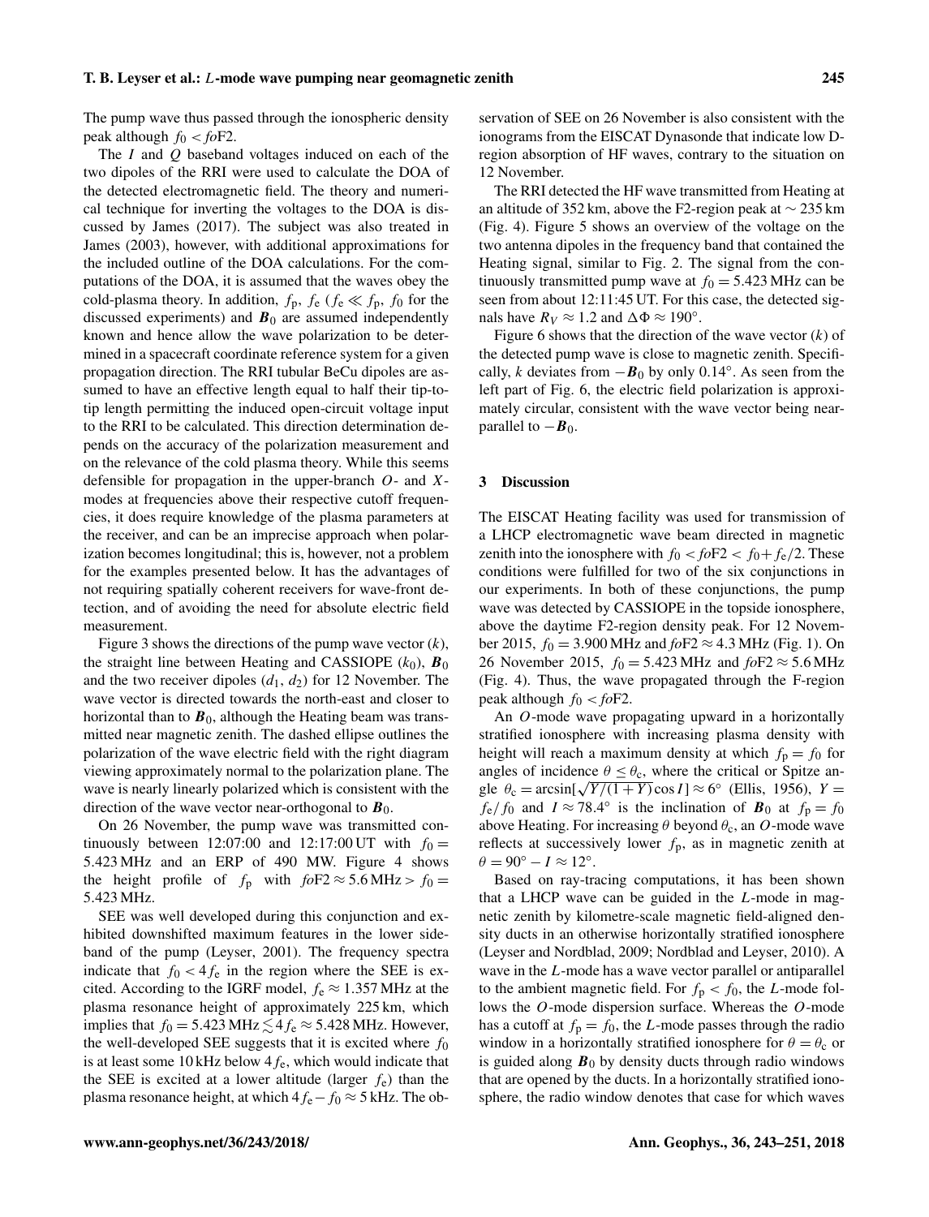The pump wave thus passed through the ionospheric density peak although $f_0 < fo$F2.

The $I$ and $Q$ baseband voltages induced on each of the two dipoles of the RRI were used to calculate the DOA of the detected electromagnetic field. The theory and numerical technique for inverting the voltages to the DOA is discussed by James (2017). The subject was also treated in James (2003), however, with additional approximations for the included outline of the DOA calculations. For the computations of the DOA, it is assumed that the waves obey the cold-plasma theory. In addition, $f_p$, $f_e$ ($f_e \ll f_p$, $f_0$ for the discussed experiments) and $\boldsymbol{B}_0$ are assumed independently known and hence allow the wave polarization to be determined in a spacecraft coordinate reference system for a given propagation direction. The RRI tubular BeCu dipoles are assumed to have an effective length equal to half their tip-to-tip length permitting the induced open-circuit voltage input to the RRI to be calculated. This direction determination depends on the accuracy of the polarization measurement and on the relevance of the cold plasma theory. While this seems defensible for propagation in the upper-branch $O$- and $X$-modes at frequencies above their respective cutoff frequencies, it does require knowledge of the plasma parameters at the receiver, and can be an imprecise approach when polarization becomes longitudinal; this is, however, not a problem for the examples presented below. It has the advantages of not requiring spatially coherent receivers for wave-front detection, and of avoiding the need for absolute electric field measurement.

Figure 3 shows the directions of the pump wave vector ($k$), the straight line between Heating and CASSIOPE ($k_0$), $\boldsymbol{B}_0$ and the two receiver dipoles ($d_1$, $d_2$) for 12 November. The wave vector is directed towards the north-east and closer to horizontal than to $\boldsymbol{B}_0$, although the Heating beam was transmitted near magnetic zenith. The dashed ellipse outlines the polarization of the wave electric field with the right diagram viewing approximately normal to the polarization plane. The wave is nearly linearly polarized which is consistent with the direction of the wave vector near-orthogonal to $\boldsymbol{B}_0$.

On 26 November, the pump wave was transmitted continuously between 12:07:00 and 12:17:00 UT with $f_0 = 5.423$ MHz and an ERP of 490 MW. Figure 4 shows the height profile of $f_p$ with $fo\text{F2} \approx 5.6\,\text{MHz} > f_0 = 5.423$ MHz.

SEE was well developed during this conjunction and exhibited downshifted maximum features in the lower sideband of the pump (Leyser, 2001). The frequency spectra indicate that $f_0 < 4f_e$ in the region where the SEE is excited. According to the IGRF model, $f_e \approx 1.357$ MHz at the plasma resonance height of approximately 225 km, which implies that $f_0 = 5.423\,\text{MHz} \lesssim 4f_e \approx 5.428$ MHz. However, the well-developed SEE suggests that it is excited where $f_0$ is at least some 10 kHz below $4f_e$, which would indicate that the SEE is excited at a lower altitude (larger $f_e$) than the plasma resonance height, at which $4f_e - f_0 \approx 5$ kHz. The observation of SEE on 26 November is also consistent with the ionograms from the EISCAT Dynasonde that indicate low D-region absorption of HF waves, contrary to the situation on 12 November.

The RRI detected the HF wave transmitted from Heating at an altitude of 352 km, above the F2-region peak at $\sim 235$ km (Fig. 4). Figure 5 shows an overview of the voltage on the two antenna dipoles in the frequency band that contained the Heating signal, similar to Fig. 2. The signal from the continuously transmitted pump wave at $f_0 = 5.423$ MHz can be seen from about 12:11:45 UT. For this case, the detected signals have $R_V \approx 1.2$ and $\Delta\Phi \approx 190°$.

Figure 6 shows that the direction of the wave vector ($k$) of the detected pump wave is close to magnetic zenith. Specifically, $k$ deviates from $-\boldsymbol{B}_0$ by only 0.14°. As seen from the left part of Fig. 6, the electric field polarization is approximately circular, consistent with the wave vector being near-parallel to $-\boldsymbol{B}_0$.

## 3 Discussion

The EISCAT Heating facility was used for transmission of a LHCP electromagnetic wave beam directed in magnetic zenith into the ionosphere with $f_0 < fo\text{F2} < f_0 + f_e/2$. These conditions were fulfilled for two of the six conjunctions in our experiments. In both of these conjunctions, the pump wave was detected by CASSIOPE in the topside ionosphere, above the daytime F2-region density peak. For 12 November 2015, $f_0 = 3.900$ MHz and $fo\text{F2} \approx 4.3$ MHz (Fig. 1). On 26 November 2015, $f_0 = 5.423$ MHz and $fo\text{F2} \approx 5.6$ MHz (Fig. 4). Thus, the wave propagated through the F-region peak although $f_0 < fo$F2.

An $O$-mode wave propagating upward in a horizontally stratified ionosphere with increasing plasma density with height will reach a maximum density at which $f_p = f_0$ for angles of incidence $\theta \leq \theta_c$, where the critical or Spitze angle $\theta_c = \arcsin[\sqrt{Y/(1+Y)}\cos I] \approx 6°$ (Ellis, 1956), $Y = f_e/f_0$ and $I \approx 78.4°$ is the inclination of $\boldsymbol{B}_0$ at $f_p = f_0$ above Heating. For increasing $\theta$ beyond $\theta_c$, an $O$-mode wave reflects at successively lower $f_p$, as in magnetic zenith at $\theta = 90° - I \approx 12°$.

Based on ray-tracing computations, it has been shown that a LHCP wave can be guided in the $L$-mode in magnetic zenith by kilometre-scale magnetic field-aligned density ducts in an otherwise horizontally stratified ionosphere (Leyser and Nordblad, 2009; Nordblad and Leyser, 2010). A wave in the $L$-mode has a wave vector parallel or antiparallel to the ambient magnetic field. For $f_p < f_0$, the $L$-mode follows the $O$-mode dispersion surface. Whereas the $O$-mode has a cutoff at $f_p = f_0$, the $L$-mode passes through the radio window in a horizontally stratified ionosphere for $\theta = \theta_c$ or is guided along $\boldsymbol{B}_0$ by density ducts through radio windows that are opened by the ducts. In a horizontally stratified ionosphere, the radio window denotes that case for which waves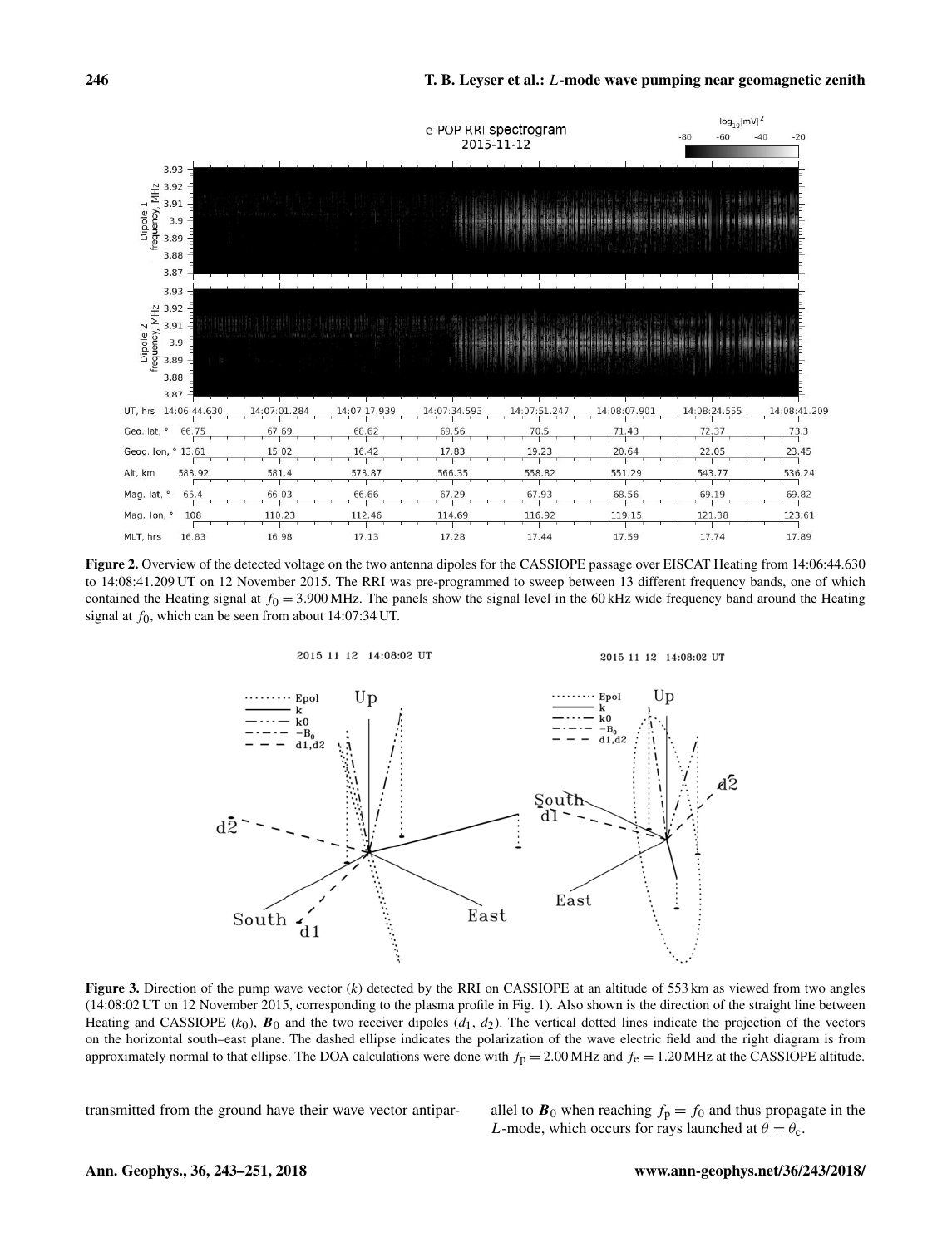**Figure 2.** Overview of the detected voltage on the two antenna dipoles for the CASSIOPE passage over EISCAT Heating from 14:06:44.630 to 14:08:41.209 UT on 12 November 2015. The RRI was pre-programmed to sweep between 13 different frequency bands, one of which contained the Heating signal at $f_0 = 3.900$ MHz. The panels show the signal level in the 60 kHz wide frequency band around the Heating signal at $f_0$, which can be seen from about 14:07:34 UT.

**Figure 3.** Direction of the pump wave vector ($k$) detected by the RRI on CASSIOPE at an altitude of 553 km as viewed from two angles (14:08:02 UT on 12 November 2015, corresponding to the plasma profile in Fig. 1). Also shown is the direction of the straight line between Heating and CASSIOPE ($k_0$), $\boldsymbol{B}_0$ and the two receiver dipoles ($d_1$, $d_2$). The vertical dotted lines indicate the projection of the vectors on the horizontal south–east plane. The dashed ellipse indicates the polarization of the wave electric field and the right diagram is from approximately normal to that ellipse. The DOA calculations were done with $f_\mathrm{p} = 2.00$ MHz and $f_\mathrm{e} = 1.20$ MHz at the CASSIOPE altitude.

transmitted from the ground have their wave vector antiparallel to $\boldsymbol{B}_0$ when reaching $f_\mathrm{p} = f_0$ and thus propagate in the $L$-mode, which occurs for rays launched at $\theta = \theta_\mathrm{c}$.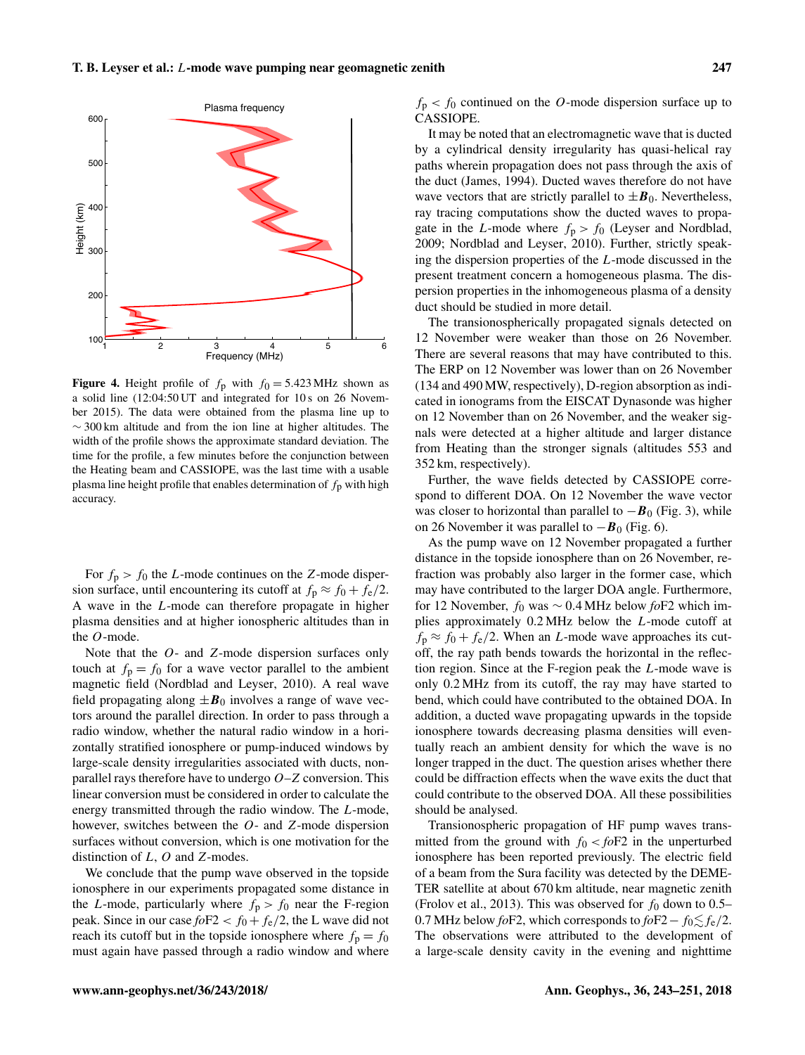**Figure 4.** Height profile of $f_p$ with $f_0 = 5.423$ MHz shown as a solid line (12:04:50 UT and integrated for 10 s on 26 November 2015). The data were obtained from the plasma line up to $\sim 300$ km altitude and from the ion line at higher altitudes. The width of the profile shows the approximate standard deviation. The time for the profile, a few minutes before the conjunction between the Heating beam and CASSIOPE, was the last time with a usable plasma line height profile that enables determination of $f_p$ with high accuracy.

For $f_p > f_0$ the $L$-mode continues on the $Z$-mode dispersion surface, until encountering its cutoff at $f_p \approx f_0 + f_e/2$. A wave in the $L$-mode can therefore propagate in higher plasma densities and at higher ionospheric altitudes than in the $O$-mode.

Note that the $O$- and $Z$-mode dispersion surfaces only touch at $f_p = f_0$ for a wave vector parallel to the ambient magnetic field (Nordblad and Leyser, 2010). A real wave field propagating along $\pm \boldsymbol{B}_0$ involves a range of wave vectors around the parallel direction. In order to pass through a radio window, whether the natural radio window in a horizontally stratified ionosphere or pump-induced windows by large-scale density irregularities associated with ducts, nonparallel rays therefore have to undergo $O$–$Z$ conversion. This linear conversion must be considered in order to calculate the energy transmitted through the radio window. The $L$-mode, however, switches between the $O$- and $Z$-mode dispersion surfaces without conversion, which is one motivation for the distinction of $L$, $O$ and $Z$-modes.

We conclude that the pump wave observed in the topside ionosphere in our experiments propagated some distance in the $L$-mode, particularly where $f_p > f_0$ near the F-region peak. Since in our case $fo\text{F2} < f_0 + f_e/2$, the L wave did not reach its cutoff but in the topside ionosphere where $f_p = f_0$ must again have passed through a radio window and where $f_p < f_0$ continued on the $O$-mode dispersion surface up to CASSIOPE.

It may be noted that an electromagnetic wave that is ducted by a cylindrical density irregularity has quasi-helical ray paths wherein propagation does not pass through the axis of the duct (James, 1994). Ducted waves therefore do not have wave vectors that are strictly parallel to $\pm \boldsymbol{B}_0$. Nevertheless, ray tracing computations show the ducted waves to propagate in the $L$-mode where $f_p > f_0$ (Leyser and Nordblad, 2009; Nordblad and Leyser, 2010). Further, strictly speaking the dispersion properties of the $L$-mode discussed in the present treatment concern a homogeneous plasma. The dispersion properties in the inhomogeneous plasma of a density duct should be studied in more detail.

The transionospherically propagated signals detected on 12 November were weaker than those on 26 November. There are several reasons that may have contributed to this. The ERP on 12 November was lower than on 26 November (134 and 490 MW, respectively), D-region absorption as indicated in ionograms from the EISCAT Dynasonde was higher on 12 November than on 26 November, and the weaker signals were detected at a higher altitude and larger distance from Heating than the stronger signals (altitudes 553 and 352 km, respectively).

Further, the wave fields detected by CASSIOPE correspond to different DOA. On 12 November the wave vector was closer to horizontal than parallel to $-\boldsymbol{B}_0$ (Fig. 3), while on 26 November it was parallel to $-\boldsymbol{B}_0$ (Fig. 6).

As the pump wave on 12 November propagated a further distance in the topside ionosphere than on 26 November, refraction was probably also larger in the former case, which may have contributed to the larger DOA angle. Furthermore, for 12 November, $f_0$ was $\sim 0.4$ MHz below $fo$F2 which implies approximately 0.2 MHz below the $L$-mode cutoff at $f_p \approx f_0 + f_e/2$. When an $L$-mode wave approaches its cutoff, the ray path bends towards the horizontal in the reflection region. Since at the F-region peak the $L$-mode wave is only 0.2 MHz from its cutoff, the ray may have started to bend, which could have contributed to the obtained DOA. In addition, a ducted wave propagating upwards in the topside ionosphere towards decreasing plasma densities will eventually reach an ambient density for which the wave is no longer trapped in the duct. The question arises whether there could be diffraction effects when the wave exits the duct that could contribute to the observed DOA. All these possibilities should be analysed.

Transionospheric propagation of HF pump waves transmitted from the ground with $f_0 < fo\text{F2}$ in the unperturbed ionosphere has been reported previously. The electric field of a beam from the Sura facility was detected by the DEMETER satellite at about 670 km altitude, near magnetic zenith (Frolov et al., 2013). This was observed for $f_0$ down to 0.5–0.7 MHz below $fo$F2, which corresponds to $fo\text{F2} - f_0 \lesssim f_e/2$. The observations were attributed to the development of a large-scale density cavity in the evening and nighttime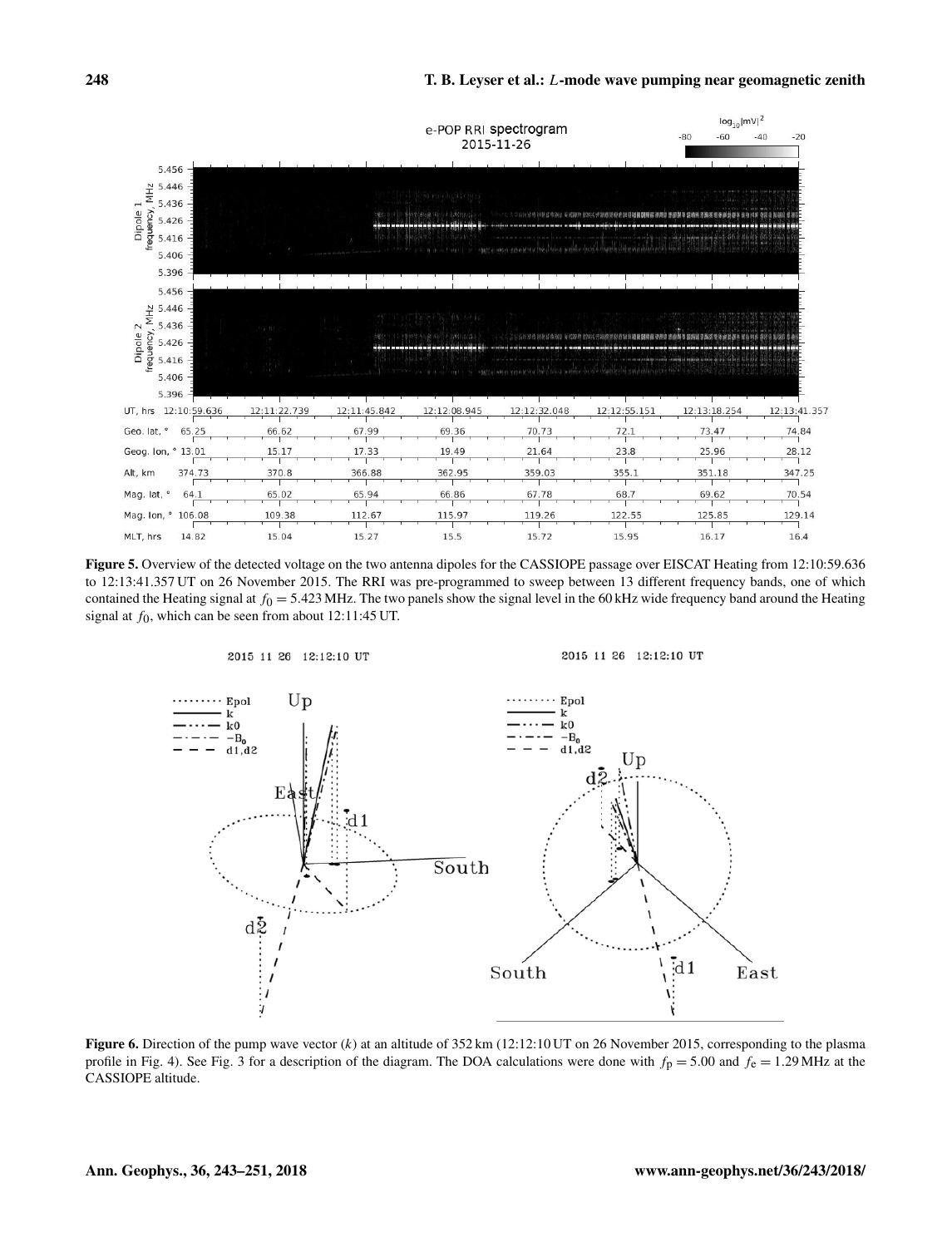**Figure 5.** Overview of the detected voltage on the two antenna dipoles for the CASSIOPE passage over EISCAT Heating from 12:10:59.636 to 12:13:41.357 UT on 26 November 2015. The RRI was pre-programmed to sweep between 13 different frequency bands, one of which contained the Heating signal at $f_0 = 5.423$ MHz. The two panels show the signal level in the 60 kHz wide frequency band around the Heating signal at $f_0$, which can be seen from about 12:11:45 UT.

**Figure 6.** Direction of the pump wave vector ($k$) at an altitude of 352 km (12:12:10 UT on 26 November 2015, corresponding to the plasma profile in Fig. 4). See Fig. 3 for a description of the diagram. The DOA calculations were done with $f_\mathrm{p} = 5.00$ and $f_\mathrm{e} = 1.29$ MHz at the CASSIOPE altitude.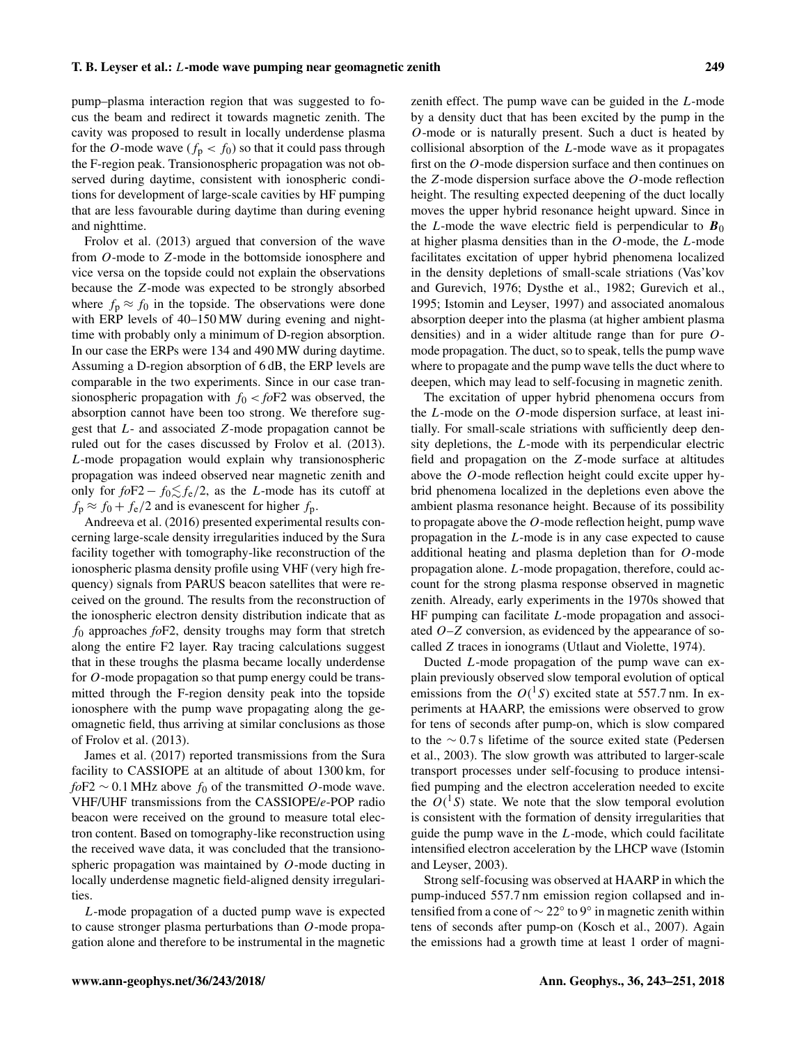pump–plasma interaction region that was suggested to focus the beam and redirect it towards magnetic zenith. The cavity was proposed to result in locally underdense plasma for the $O$-mode wave ($f_\mathrm{p} < f_0$) so that it could pass through the F-region peak. Transionospheric propagation was not observed during daytime, consistent with ionospheric conditions for development of large-scale cavities by HF pumping that are less favourable during daytime than during evening and nighttime.

Frolov et al. (2013) argued that conversion of the wave from $O$-mode to $Z$-mode in the bottomside ionosphere and vice versa on the topside could not explain the observations because the $Z$-mode was expected to be strongly absorbed where $f_\mathrm{p} \approx f_0$ in the topside. The observations were done with ERP levels of 40–150 MW during evening and nighttime with probably only a minimum of D-region absorption. In our case the ERPs were 134 and 490 MW during daytime. Assuming a D-region absorption of 6 dB, the ERP levels are comparable in the two experiments. Since in our case transionospheric propagation with $f_0 < fo\mathrm{F2}$ was observed, the absorption cannot have been too strong. We therefore suggest that $L$- and associated $Z$-mode propagation cannot be ruled out for the cases discussed by Frolov et al. (2013). $L$-mode propagation would explain why transionospheric propagation was indeed observed near magnetic zenith and only for $fo\mathrm{F2} - f_0 \lesssim f_\mathrm{e}/2$, as the $L$-mode has its cutoff at $f_\mathrm{p} \approx f_0 + f_\mathrm{e}/2$ and is evanescent for higher $f_\mathrm{p}$.

Andreeva et al. (2016) presented experimental results concerning large-scale density irregularities induced by the Sura facility together with tomography-like reconstruction of the ionospheric plasma density profile using VHF (very high frequency) signals from PARUS beacon satellites that were received on the ground. The results from the reconstruction of the ionospheric electron density distribution indicate that as $f_0$ approaches $fo$F2, density troughs may form that stretch along the entire F2 layer. Ray tracing calculations suggest that in these troughs the plasma became locally underdense for $O$-mode propagation so that pump energy could be transmitted through the F-region density peak into the topside ionosphere with the pump wave propagating along the geomagnetic field, thus arriving at similar conclusions as those of Frolov et al. (2013).

James et al. (2017) reported transmissions from the Sura facility to CASSIOPE at an altitude of about 1300 km, for $fo\mathrm{F2} \sim 0.1$ MHz above $f_0$ of the transmitted $O$-mode wave. VHF/UHF transmissions from the CASSIOPE/$e$-POP radio beacon were received on the ground to measure total electron content. Based on tomography-like reconstruction using the received wave data, it was concluded that the transionospheric propagation was maintained by $O$-mode ducting in locally underdense magnetic field-aligned density irregularities.

$L$-mode propagation of a ducted pump wave is expected to cause stronger plasma perturbations than $O$-mode propagation alone and therefore to be instrumental in the magnetic zenith effect. The pump wave can be guided in the $L$-mode by a density duct that has been excited by the pump in the $O$-mode or is naturally present. Such a duct is heated by collisional absorption of the $L$-mode wave as it propagates first on the $O$-mode dispersion surface and then continues on the $Z$-mode dispersion surface above the $O$-mode reflection height. The resulting expected deepening of the duct locally moves the upper hybrid resonance height upward. Since in the $L$-mode the wave electric field is perpendicular to $\boldsymbol{B}_0$ at higher plasma densities than in the $O$-mode, the $L$-mode facilitates excitation of upper hybrid phenomena localized in the density depletions of small-scale striations (Vas'kov and Gurevich, 1976; Dysthe et al., 1982; Gurevich et al., 1995; Istomin and Leyser, 1997) and associated anomalous absorption deeper into the plasma (at higher ambient plasma densities) and in a wider altitude range than for pure $O$-mode propagation. The duct, so to speak, tells the pump wave where to propagate and the pump wave tells the duct where to deepen, which may lead to self-focusing in magnetic zenith.

The excitation of upper hybrid phenomena occurs from the $L$-mode on the $O$-mode dispersion surface, at least initially. For small-scale striations with sufficiently deep density depletions, the $L$-mode with its perpendicular electric field and propagation on the $Z$-mode surface at altitudes above the $O$-mode reflection height could excite upper hybrid phenomena localized in the depletions even above the ambient plasma resonance height. Because of its possibility to propagate above the $O$-mode reflection height, pump wave propagation in the $L$-mode is in any case expected to cause additional heating and plasma depletion than for $O$-mode propagation alone. $L$-mode propagation, therefore, could account for the strong plasma response observed in magnetic zenith. Already, early experiments in the 1970s showed that HF pumping can facilitate $L$-mode propagation and associated $O$–$Z$ conversion, as evidenced by the appearance of so-called $Z$ traces in ionograms (Utlaut and Violette, 1974).

Ducted $L$-mode propagation of the pump wave can explain previously observed slow temporal evolution of optical emissions from the $O(^1S)$ excited state at 557.7 nm. In experiments at HAARP, the emissions were observed to grow for tens of seconds after pump-on, which is slow compared to the $\sim 0.7$ s lifetime of the source exited state (Pedersen et al., 2003). The slow growth was attributed to larger-scale transport processes under self-focusing to produce intensified pumping and the electron acceleration needed to excite the $O(^1S)$ state. We note that the slow temporal evolution is consistent with the formation of density irregularities that guide the pump wave in the $L$-mode, which could facilitate intensified electron acceleration by the LHCP wave (Istomin and Leyser, 2003).

Strong self-focusing was observed at HAARP in which the pump-induced 557.7 nm emission region collapsed and intensified from a cone of $\sim 22°$ to $9°$ in magnetic zenith within tens of seconds after pump-on (Kosch et al., 2007). Again the emissions had a growth time at least 1 order of magni-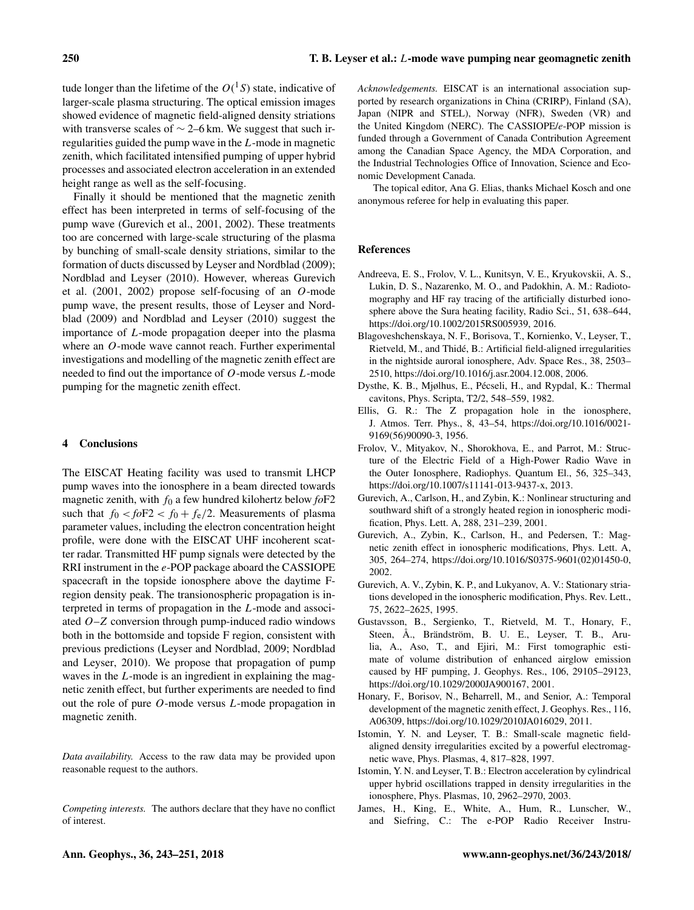tude longer than the lifetime of the $O(^1S)$ state, indicative of larger-scale plasma structuring. The optical emission images showed evidence of magnetic field-aligned density striations with transverse scales of $\sim 2$–6 km. We suggest that such irregularities guided the pump wave in the $L$-mode in magnetic zenith, which facilitated intensified pumping of upper hybrid processes and associated electron acceleration in an extended height range as well as the self-focusing.

Finally it should be mentioned that the magnetic zenith effect has been interpreted in terms of self-focusing of the pump wave (Gurevich et al., 2001, 2002). These treatments too are concerned with large-scale structuring of the plasma by bunching of small-scale density striations, similar to the formation of ducts discussed by Leyser and Nordblad (2009); Nordblad and Leyser (2010). However, whereas Gurevich et al. (2001, 2002) propose self-focusing of an $O$-mode pump wave, the present results, those of Leyser and Nordblad (2009) and Nordblad and Leyser (2010) suggest the importance of $L$-mode propagation deeper into the plasma where an $O$-mode wave cannot reach. Further experimental investigations and modelling of the magnetic zenith effect are needed to find out the importance of $O$-mode versus $L$-mode pumping for the magnetic zenith effect.

## 4 Conclusions

The EISCAT Heating facility was used to transmit LHCP pump waves into the ionosphere in a beam directed towards magnetic zenith, with $f_0$ a few hundred kilohertz below *fo*F2 such that $f_0 < fo\text{F2} < f_0 + f_e/2$. Measurements of plasma parameter values, including the electron concentration height profile, were done with the EISCAT UHF incoherent scatter radar. Transmitted HF pump signals were detected by the RRI instrument in the *e*-POP package aboard the CASSIOPE spacecraft in the topside ionosphere above the daytime F-region density peak. The transionospheric propagation is interpreted in terms of propagation in the $L$-mode and associated $O$–$Z$ conversion through pump-induced radio windows both in the bottomside and topside F region, consistent with previous predictions (Leyser and Nordblad, 2009; Nordblad and Leyser, 2010). We propose that propagation of pump waves in the $L$-mode is an ingredient in explaining the magnetic zenith effect, but further experiments are needed to find out the role of pure $O$-mode versus $L$-mode propagation in magnetic zenith.

*Data availability.* Access to the raw data may be provided upon reasonable request to the authors.

*Competing interests.* The authors declare that they have no conflict of interest.

*Acknowledgements.* EISCAT is an international association supported by research organizations in China (CRIRP), Finland (SA), Japan (NIPR and STEL), Norway (NFR), Sweden (VR) and the United Kingdom (NERC). The CASSIOPE/*e*-POP mission is funded through a Government of Canada Contribution Agreement among the Canadian Space Agency, the MDA Corporation, and the Industrial Technologies Office of Innovation, Science and Economic Development Canada.

The topical editor, Ana G. Elias, thanks Michael Kosch and one anonymous referee for help in evaluating this paper.

## References

Andreeva, E. S., Frolov, V. L., Kunitsyn, V. E., Kryukovskii, A. S., Lukin, D. S., Nazarenko, M. O., and Padokhin, A. M.: Radiotomography and HF ray tracing of the artificially disturbed ionosphere above the Sura heating facility, Radio Sci., 51, 638–644, https://doi.org/10.1002/2015RS005939, 2016.

Blagoveshchenskaya, N. F., Borisova, T., Kornienko, V., Leyser, T., Rietveld, M., and Thidé, B.: Artificial field-aligned irregularities in the nightside auroral ionosphere, Adv. Space Res., 38, 2503–2510, https://doi.org/10.1016/j.asr.2004.12.008, 2006.

Dysthe, K. B., Mjølhus, E., Pécseli, H., and Rypdal, K.: Thermal cavitons, Phys. Scripta, T2/2, 548–559, 1982.

Ellis, G. R.: The Z propagation hole in the ionosphere, J. Atmos. Terr. Phys., 8, 43–54, https://doi.org/10.1016/0021-9169(56)90090-3, 1956.

Frolov, V., Mityakov, N., Shorokhova, E., and Parrot, M.: Structure of the Electric Field of a High-Power Radio Wave in the Outer Ionosphere, Radiophys. Quantum El., 56, 325–343, https://doi.org/10.1007/s11141-013-9437-x, 2013.

Gurevich, A., Carlson, H., and Zybin, K.: Nonlinear structuring and southward shift of a strongly heated region in ionospheric modification, Phys. Lett. A, 288, 231–239, 2001.

Gurevich, A., Zybin, K., Carlson, H., and Pedersen, T.: Magnetic zenith effect in ionospheric modifications, Phys. Lett. A, 305, 264–274, https://doi.org/10.1016/S0375-9601(02)01450-0, 2002.

Gurevich, A. V., Zybin, K. P., and Lukyanov, A. V.: Stationary striations developed in the ionospheric modification, Phys. Rev. Lett., 75, 2622–2625, 1995.

Gustavsson, B., Sergienko, T., Rietveld, M. T., Honary, F., Steen, Å., Brändström, B. U. E., Leyser, T. B., Aruliia, A., Aso, T., and Ejiri, M.: First tomographic estimate of volume distribution of enhanced airglow emission caused by HF pumping, J. Geophys. Res., 106, 29105–29123, https://doi.org/10.1029/2000JA900167, 2001.

Honary, F., Borisov, N., Beharrell, M., and Senior, A.: Temporal development of the magnetic zenith effect, J. Geophys. Res., 116, A06309, https://doi.org/10.1029/2010JA016029, 2011.

Istomin, Y. N. and Leyser, T. B.: Small-scale magnetic field-aligned density irregularities excited by a powerful electromagnetic wave, Phys. Plasmas, 4, 817–828, 1997.

Istomin, Y. N. and Leyser, T. B.: Electron acceleration by cylindrical upper hybrid oscillations trapped in density irregularities in the ionosphere, Phys. Plasmas, 10, 2962–2970, 2003.

James, H., King, E., White, A., Hum, R., Lunscher, W., and Siefring, C.: The e-POP Radio Receiver Instru-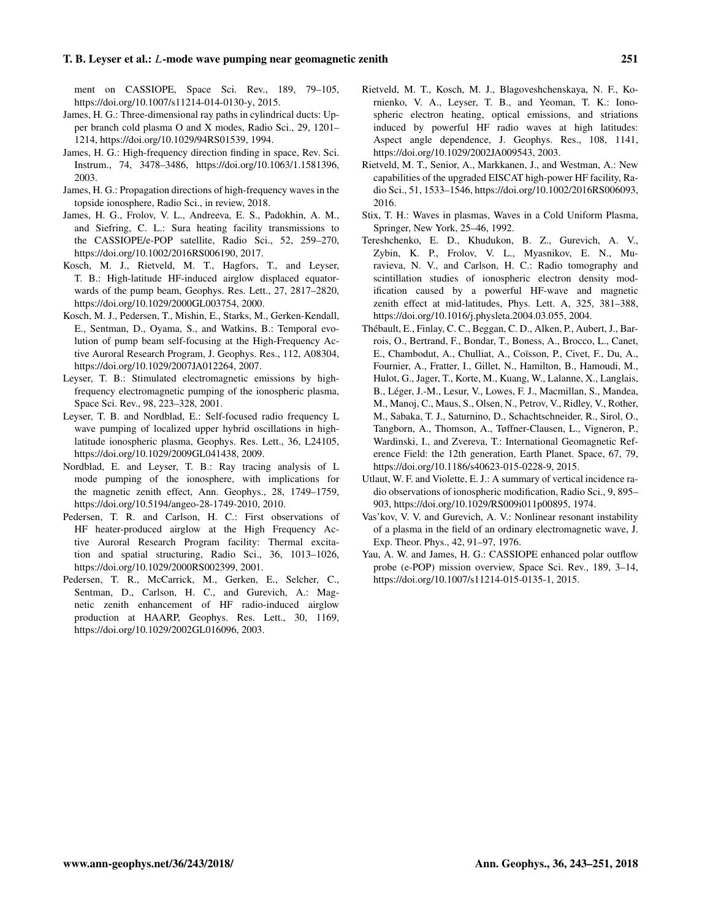ment on CASSIOPE, Space Sci. Rev., 189, 79–105, https://doi.org/10.1007/s11214-014-0130-y, 2015.

James, H. G.: Three-dimensional ray paths in cylindrical ducts: Upper branch cold plasma O and X modes, Radio Sci., 29, 1201–1214, https://doi.org/10.1029/94RS01539, 1994.

James, H. G.: High-frequency direction finding in space, Rev. Sci. Instrum., 74, 3478–3486, https://doi.org/10.1063/1.1581396, 2003.

James, H. G.: Propagation directions of high-frequency waves in the topside ionosphere, Radio Sci., in review, 2018.

James, H. G., Frolov, V. L., Andreeva, E. S., Padokhin, A. M., and Siefring, C. L.: Sura heating facility transmissions to the CASSIOPE/e-POP satellite, Radio Sci., 52, 259–270, https://doi.org/10.1002/2016RS006190, 2017.

Kosch, M. J., Rietveld, M. T., Hagfors, T., and Leyser, T. B.: High-latitude HF-induced airglow displaced equatorwards of the pump beam, Geophys. Res. Lett., 27, 2817–2820, https://doi.org/10.1029/2000GL003754, 2000.

Kosch, M. J., Pedersen, T., Mishin, E., Starks, M., Gerken-Kendall, E., Sentman, D., Oyama, S., and Watkins, B.: Temporal evolution of pump beam self-focusing at the High-Frequency Active Auroral Research Program, J. Geophys. Res., 112, A08304, https://doi.org/10.1029/2007JA012264, 2007.

Leyser, T. B.: Stimulated electromagnetic emissions by high-frequency electromagnetic pumping of the ionospheric plasma, Space Sci. Rev., 98, 223–328, 2001.

Leyser, T. B. and Nordblad, E.: Self-focused radio frequency L wave pumping of localized upper hybrid oscillations in high-latitude ionospheric plasma, Geophys. Res. Lett., 36, L24105, https://doi.org/10.1029/2009GL041438, 2009.

Nordblad, E. and Leyser, T. B.: Ray tracing analysis of L mode pumping of the ionosphere, with implications for the magnetic zenith effect, Ann. Geophys., 28, 1749–1759, https://doi.org/10.5194/angeo-28-1749-2010, 2010.

Pedersen, T. R. and Carlson, H. C.: First observations of HF heater-produced airglow at the High Frequency Active Auroral Research Program facility: Thermal excitation and spatial structuring, Radio Sci., 36, 1013–1026, https://doi.org/10.1029/2000RS002399, 2001.

Pedersen, T. R., McCarrick, M., Gerken, E., Selcher, C., Sentman, D., Carlson, H. C., and Gurevich, A.: Magnetic zenith enhancement of HF radio-induced airglow production at HAARP, Geophys. Res. Lett., 30, 1169, https://doi.org/10.1029/2002GL016096, 2003.

Rietveld, M. T., Kosch, M. J., Blagoveshchenskaya, N. F., Kornienko, V. A., Leyser, T. B., and Yeoman, T. K.: Ionospheric electron heating, optical emissions, and striations induced by powerful HF radio waves at high latitudes: Aspect angle dependence, J. Geophys. Res., 108, 1141, https://doi.org/10.1029/2002JA009543, 2003.

Rietveld, M. T., Senior, A., Markkanen, J., and Westman, A.: New capabilities of the upgraded EISCAT high-power HF facility, Radio Sci., 51, 1533–1546, https://doi.org/10.1002/2016RS006093, 2016.

Stix, T. H.: Waves in plasmas, Waves in a Cold Uniform Plasma, Springer, New York, 25–46, 1992.

Tereshchenko, E. D., Khudukon, B. Z., Gurevich, A. V., Zybin, K. P., Frolov, V. L., Myasnikov, E. N., Muravieva, N. V., and Carlson, H. C.: Radio tomography and scintillation studies of ionospheric electron density modification caused by a powerful HF-wave and magnetic zenith effect at mid-latitudes, Phys. Lett. A, 325, 381–388, https://doi.org/10.1016/j.physleta.2004.03.055, 2004.

Thébault, E., Finlay, C. C., Beggan, C. D., Alken, P., Aubert, J., Barrois, O., Bertrand, F., Bondar, T., Boness, A., Brocco, L., Canet, E., Chambodut, A., Chulliat, A., Coïsson, P., Civet, F., Du, A., Fournier, A., Fratter, I., Gillet, N., Hamilton, B., Hamoudi, M., Hulot, G., Jager, T., Korte, M., Kuang, W., Lalanne, X., Langlais, B., Léger, J.-M., Lesur, V., Lowes, F. J., Macmillan, S., Mandea, M., Manoj, C., Maus, S., Olsen, N., Petrov, V., Ridley, V., Rother, M., Sabaka, T. J., Saturnino, D., Schachtschneider, R., Sirol, O., Tangborn, A., Thomson, A., Tøffner-Clausen, L., Vigneron, P., Wardinski, I., and Zvereva, T.: International Geomagnetic Reference Field: the 12th generation, Earth Planet. Space, 67, 79, https://doi.org/10.1186/s40623-015-0228-9, 2015.

Utlaut, W. F. and Violette, E. J.: A summary of vertical incidence radio observations of ionospheric modification, Radio Sci., 9, 895–903, https://doi.org/10.1029/RS009i011p00895, 1974.

Vas'kov, V. V. and Gurevich, A. V.: Nonlinear resonant instability of a plasma in the field of an ordinary electromagnetic wave, J. Exp. Theor. Phys., 42, 91–97, 1976.

Yau, A. W. and James, H. G.: CASSIOPE enhanced polar outflow probe (e-POP) mission overview, Space Sci. Rev., 189, 3–14, https://doi.org/10.1007/s11214-015-0135-1, 2015.